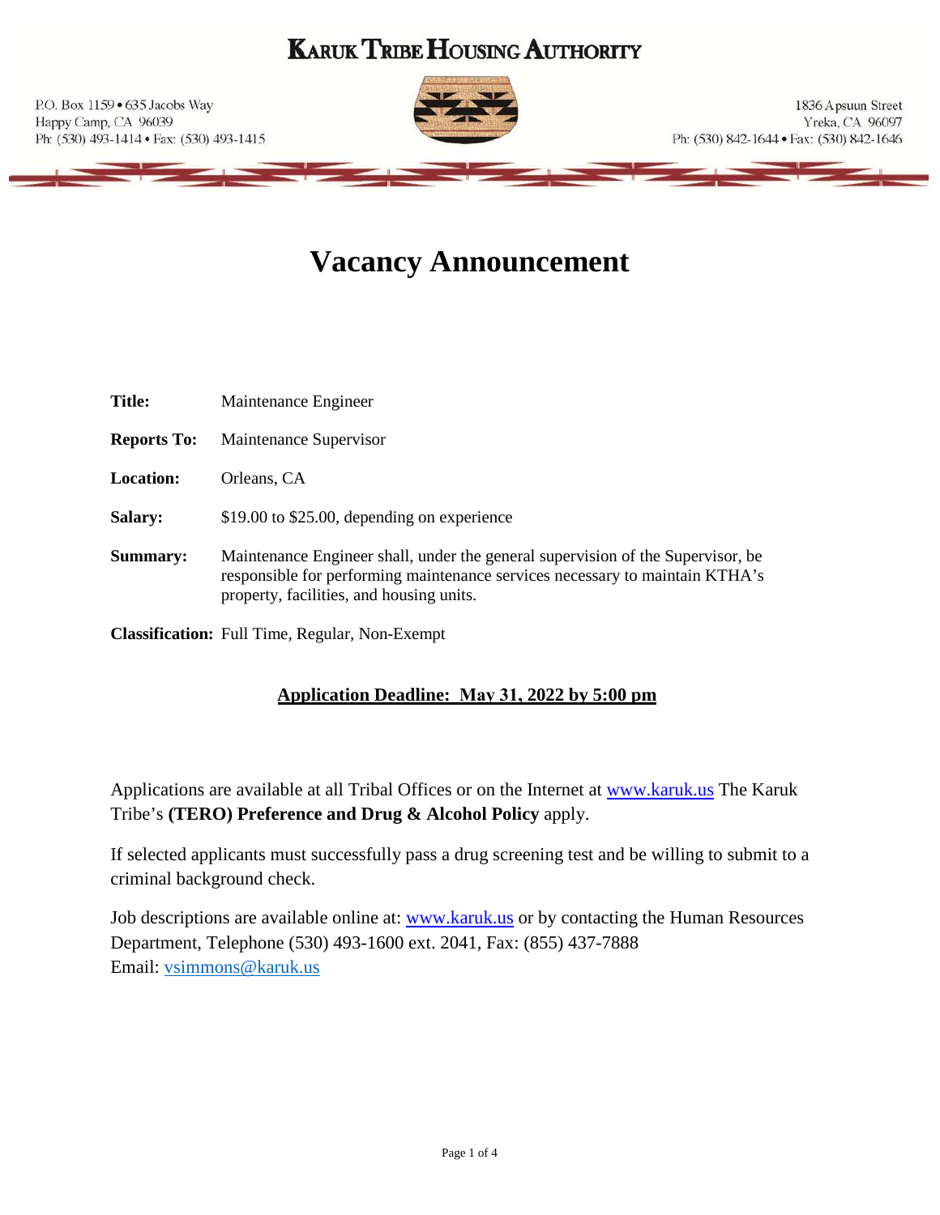# KARUK TRIBE HOUSING AUTHORITY

P.O. Box 1159 • 635 Jacobs Way
Happy Camp, CA 96039
Ph: (530) 493-1414 • Fax: (530) 493-1415

1836 Apsuun Street
Yreka, CA 96097
Ph: (530) 842-1644 • Fax: (530) 842-1646

# Vacancy Announcement

**Title:** Maintenance Engineer

**Reports To:** Maintenance Supervisor

**Location:** Orleans, CA

**Salary:** $19.00 to $25.00, depending on experience

**Summary:** Maintenance Engineer shall, under the general supervision of the Supervisor, be responsible for performing maintenance services necessary to maintain KTHA's property, facilities, and housing units.

**Classification:** Full Time, Regular, Non-Exempt

**Application Deadline: May 31, 2022 by 5:00 pm**

Applications are available at all Tribal Offices or on the Internet at www.karuk.us The Karuk Tribe's **(TERO) Preference and Drug & Alcohol Policy** apply.

If selected applicants must successfully pass a drug screening test and be willing to submit to a criminal background check.

Job descriptions are available online at: www.karuk.us or by contacting the Human Resources Department, Telephone (530) 493-1600 ext. 2041, Fax: (855) 437-7888
Email: vsimmons@karuk.us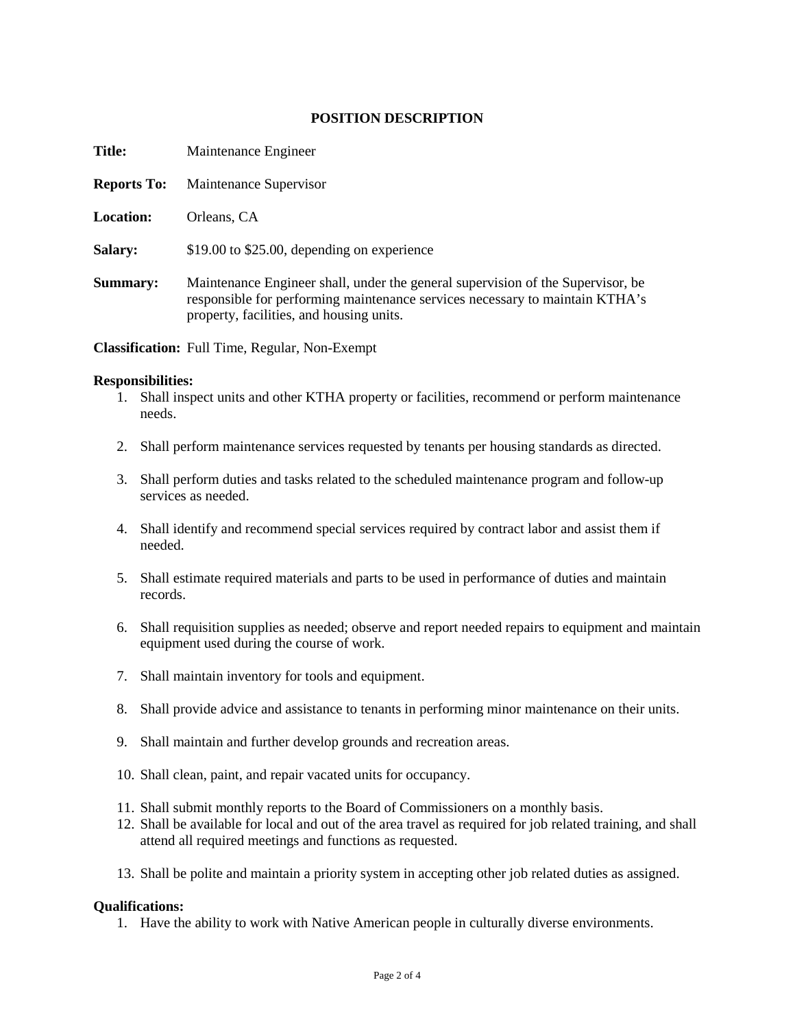## POSITION DESCRIPTION

**Title:** Maintenance Engineer

**Reports To:** Maintenance Supervisor

**Location:** Orleans, CA

**Salary:** $19.00 to $25.00, depending on experience

**Summary:** Maintenance Engineer shall, under the general supervision of the Supervisor, be responsible for performing maintenance services necessary to maintain KTHA's property, facilities, and housing units.

**Classification:** Full Time, Regular, Non-Exempt

**Responsibilities:**

1. Shall inspect units and other KTHA property or facilities, recommend or perform maintenance needs.
2. Shall perform maintenance services requested by tenants per housing standards as directed.
3. Shall perform duties and tasks related to the scheduled maintenance program and follow-up services as needed.
4. Shall identify and recommend special services required by contract labor and assist them if needed.
5. Shall estimate required materials and parts to be used in performance of duties and maintain records.
6. Shall requisition supplies as needed; observe and report needed repairs to equipment and maintain equipment used during the course of work.
7. Shall maintain inventory for tools and equipment.
8. Shall provide advice and assistance to tenants in performing minor maintenance on their units.
9. Shall maintain and further develop grounds and recreation areas.
10. Shall clean, paint, and repair vacated units for occupancy.
11. Shall submit monthly reports to the Board of Commissioners on a monthly basis.
12. Shall be available for local and out of the area travel as required for job related training, and shall attend all required meetings and functions as requested.
13. Shall be polite and maintain a priority system in accepting other job related duties as assigned.

**Qualifications:**

1. Have the ability to work with Native American people in culturally diverse environments.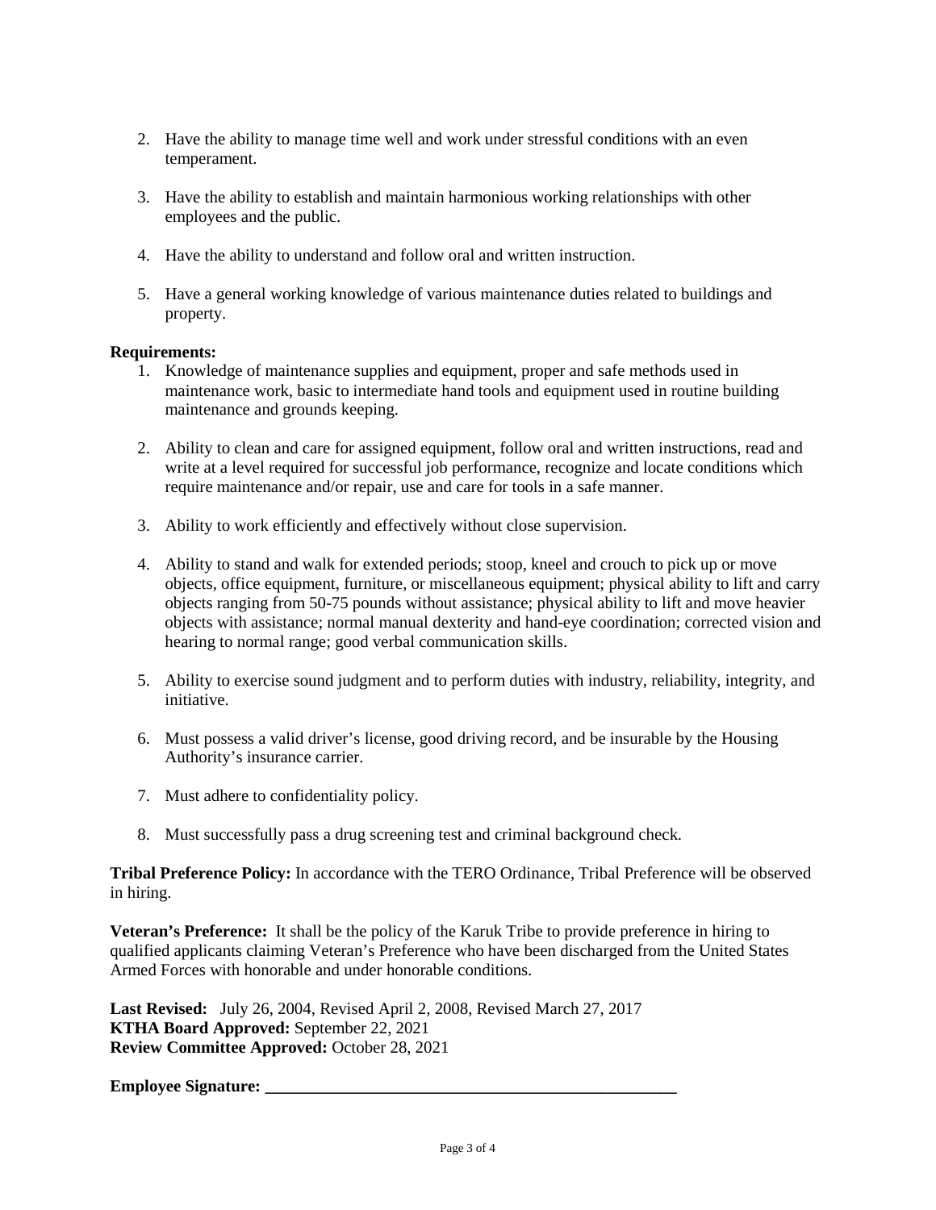2. Have the ability to manage time well and work under stressful conditions with an even temperament.

3. Have the ability to establish and maintain harmonious working relationships with other employees and the public.

4. Have the ability to understand and follow oral and written instruction.

5. Have a general working knowledge of various maintenance duties related to buildings and property.

**Requirements:**

1. Knowledge of maintenance supplies and equipment, proper and safe methods used in maintenance work, basic to intermediate hand tools and equipment used in routine building maintenance and grounds keeping.

2. Ability to clean and care for assigned equipment, follow oral and written instructions, read and write at a level required for successful job performance, recognize and locate conditions which require maintenance and/or repair, use and care for tools in a safe manner.

3. Ability to work efficiently and effectively without close supervision.

4. Ability to stand and walk for extended periods; stoop, kneel and crouch to pick up or move objects, office equipment, furniture, or miscellaneous equipment; physical ability to lift and carry objects ranging from 50-75 pounds without assistance; physical ability to lift and move heavier objects with assistance; normal manual dexterity and hand-eye coordination; corrected vision and hearing to normal range; good verbal communication skills.

5. Ability to exercise sound judgment and to perform duties with industry, reliability, integrity, and initiative.

6. Must possess a valid driver's license, good driving record, and be insurable by the Housing Authority's insurance carrier.

7. Must adhere to confidentiality policy.

8. Must successfully pass a drug screening test and criminal background check.

**Tribal Preference Policy:** In accordance with the TERO Ordinance, Tribal Preference will be observed in hiring.

**Veteran's Preference:** It shall be the policy of the Karuk Tribe to provide preference in hiring to qualified applicants claiming Veteran's Preference who have been discharged from the United States Armed Forces with honorable and under honorable conditions.

**Last Revised:** July 26, 2004, Revised April 2, 2008, Revised March 27, 2017
**KTHA Board Approved:** September 22, 2021
**Review Committee Approved:** October 28, 2021

**Employee Signature:** \_\_\_\_\_\_\_\_\_\_\_\_\_\_\_\_\_\_\_\_\_\_\_\_\_\_\_\_\_\_\_\_\_\_\_\_\_\_\_\_\_\_\_\_\_\_\_\_